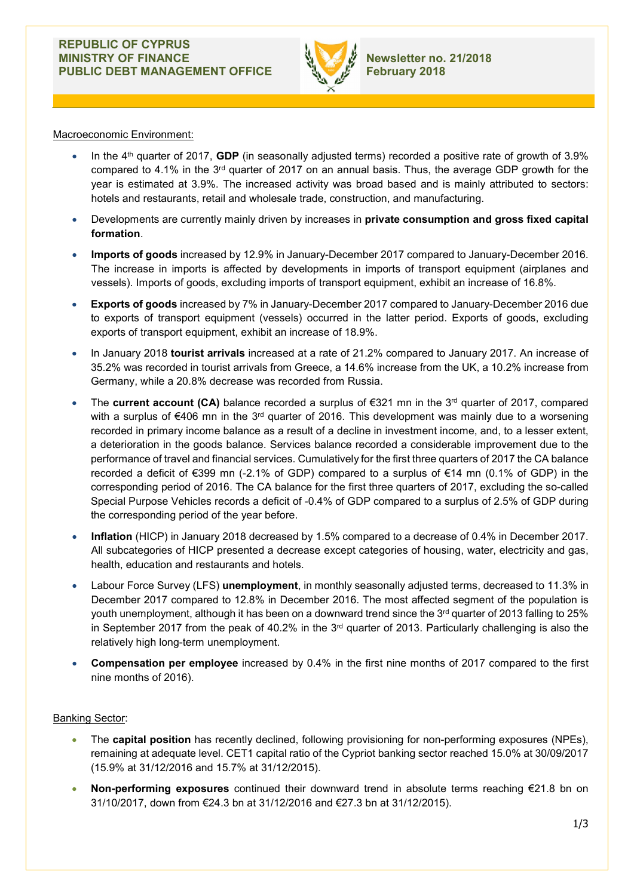**REPUBLIC OF CYPRUS**
**MINISTRY OF FINANCE**
**PUBLIC DEBT MANAGEMENT OFFICE**

**Newsletter no. 21/2018**
**February 2018**

Macroeconomic Environment:

- In the 4th quarter of 2017, **GDP** (in seasonally adjusted terms) recorded a positive rate of growth of 3.9% compared to 4.1% in the 3rd quarter of 2017 on an annual basis. Thus, the average GDP growth for the year is estimated at 3.9%. The increased activity was broad based and is mainly attributed to sectors: hotels and restaurants, retail and wholesale trade, construction, and manufacturing.
- Developments are currently mainly driven by increases in **private consumption and gross fixed capital formation**.
- **Imports of goods** increased by 12.9% in January-December 2017 compared to January-December 2016. The increase in imports is affected by developments in imports of transport equipment (airplanes and vessels). Imports of goods, excluding imports of transport equipment, exhibit an increase of 16.8%.
- **Exports of goods** increased by 7% in January-December 2017 compared to January-December 2016 due to exports of transport equipment (vessels) occurred in the latter period. Exports of goods, excluding exports of transport equipment, exhibit an increase of 18.9%.
- In January 2018 **tourist arrivals** increased at a rate of 21.2% compared to January 2017. An increase of 35.2% was recorded in tourist arrivals from Greece, a 14.6% increase from the UK, a 10.2% increase from Germany, while a 20.8% decrease was recorded from Russia.
- The **current account (CA)** balance recorded a surplus of €321 mn in the 3rd quarter of 2017, compared with a surplus of €406 mn in the 3rd quarter of 2016. This development was mainly due to a worsening recorded in primary income balance as a result of a decline in investment income, and, to a lesser extent, a deterioration in the goods balance. Services balance recorded a considerable improvement due to the performance of travel and financial services. Cumulatively for the first three quarters of 2017 the CA balance recorded a deficit of €399 mn (-2.1% of GDP) compared to a surplus of €14 mn (0.1% of GDP) in the corresponding period of 2016. The CA balance for the first three quarters of 2017, excluding the so-called Special Purpose Vehicles records a deficit of -0.4% of GDP compared to a surplus of 2.5% of GDP during the corresponding period of the year before.
- **Inflation** (HICP) in January 2018 decreased by 1.5% compared to a decrease of 0.4% in December 2017. All subcategories of HICP presented a decrease except categories of housing, water, electricity and gas, health, education and restaurants and hotels.
- Labour Force Survey (LFS) **unemployment**, in monthly seasonally adjusted terms, decreased to 11.3% in December 2017 compared to 12.8% in December 2016. The most affected segment of the population is youth unemployment, although it has been on a downward trend since the 3rd quarter of 2013 falling to 25% in September 2017 from the peak of 40.2% in the 3rd quarter of 2013. Particularly challenging is also the relatively high long-term unemployment.
- **Compensation per employee** increased by 0.4% in the first nine months of 2017 compared to the first nine months of 2016).

Banking Sector:

- The **capital position** has recently declined, following provisioning for non-performing exposures (NPEs), remaining at adequate level. CET1 capital ratio of the Cypriot banking sector reached 15.0% at 30/09/2017 (15.9% at 31/12/2016 and 15.7% at 31/12/2015).
- **Non-performing exposures** continued their downward trend in absolute terms reaching €21.8 bn on 31/10/2017, down from €24.3 bn at 31/12/2016 and €27.3 bn at 31/12/2015).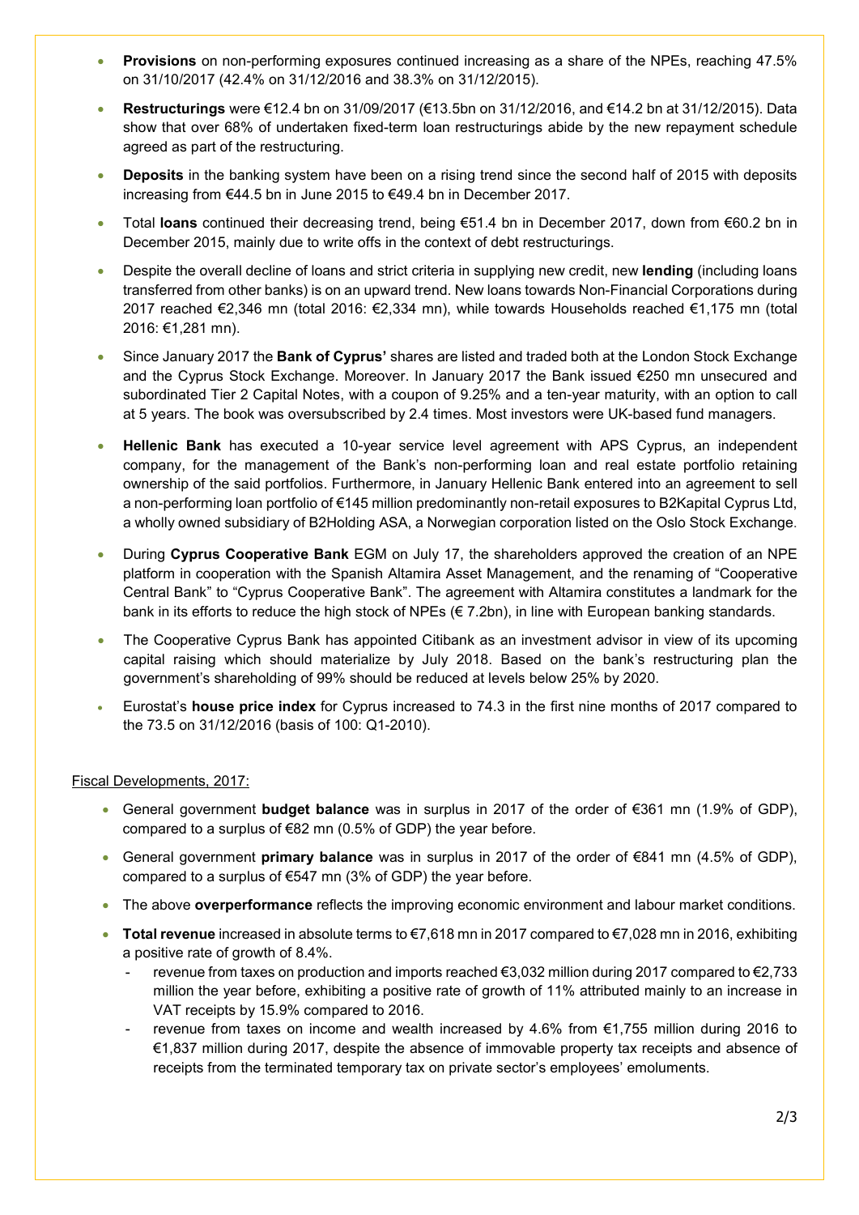- **Provisions** on non-performing exposures continued increasing as a share of the NPEs, reaching 47.5% on 31/10/2017 (42.4% on 31/12/2016 and 38.3% on 31/12/2015).
- **Restructurings** were €12.4 bn on 31/09/2017 (€13.5bn on 31/12/2016, and €14.2 bn at 31/12/2015). Data show that over 68% of undertaken fixed-term loan restructurings abide by the new repayment schedule agreed as part of the restructuring.
- **Deposits** in the banking system have been on a rising trend since the second half of 2015 with deposits increasing from €44.5 bn in June 2015 to €49.4 bn in December 2017.
- Total **loans** continued their decreasing trend, being €51.4 bn in December 2017, down from €60.2 bn in December 2015, mainly due to write offs in the context of debt restructurings.
- Despite the overall decline of loans and strict criteria in supplying new credit, new **lending** (including loans transferred from other banks) is on an upward trend. New loans towards Non-Financial Corporations during 2017 reached €2,346 mn (total 2016: €2,334 mn), while towards Households reached €1,175 mn (total 2016: €1,281 mn).
- Since January 2017 the **Bank of Cyprus'** shares are listed and traded both at the London Stock Exchange and the Cyprus Stock Exchange. Moreover. In January 2017 the Bank issued €250 mn unsecured and subordinated Tier 2 Capital Notes, with a coupon of 9.25% and a ten-year maturity, with an option to call at 5 years. The book was oversubscribed by 2.4 times. Most investors were UK-based fund managers.
- **Hellenic Bank** has executed a 10-year service level agreement with APS Cyprus, an independent company, for the management of the Bank's non-performing loan and real estate portfolio retaining ownership of the said portfolios. Furthermore, in January Hellenic Bank entered into an agreement to sell a non-performing loan portfolio of €145 million predominantly non-retail exposures to B2Kapital Cyprus Ltd, a wholly owned subsidiary of B2Holding ASA, a Norwegian corporation listed on the Oslo Stock Exchange.
- During **Cyprus Cooperative Bank** EGM on July 17, the shareholders approved the creation of an NPE platform in cooperation with the Spanish Altamira Asset Management, and the renaming of "Cooperative Central Bank" to "Cyprus Cooperative Bank". The agreement with Altamira constitutes a landmark for the bank in its efforts to reduce the high stock of NPEs (€ 7.2bn), in line with European banking standards.
- The Cooperative Cyprus Bank has appointed Citibank as an investment advisor in view of its upcoming capital raising which should materialize by July 2018. Based on the bank's restructuring plan the government's shareholding of 99% should be reduced at levels below 25% by 2020.
- Eurostat's **house price index** for Cyprus increased to 74.3 in the first nine months of 2017 compared to the 73.5 on 31/12/2016 (basis of 100: Q1-2010).

Fiscal Developments, 2017:

- General government **budget balance** was in surplus in 2017 of the order of €361 mn (1.9% of GDP), compared to a surplus of €82 mn (0.5% of GDP) the year before.
- General government **primary balance** was in surplus in 2017 of the order of €841 mn (4.5% of GDP), compared to a surplus of €547 mn (3% of GDP) the year before.
- The above **overperformance** reflects the improving economic environment and labour market conditions.
- **Total revenue** increased in absolute terms to €7,618 mn in 2017 compared to €7,028 mn in 2016, exhibiting a positive rate of growth of 8.4%.
  - revenue from taxes on production and imports reached €3,032 million during 2017 compared to €2,733 million the year before, exhibiting a positive rate of growth of 11% attributed mainly to an increase in VAT receipts by 15.9% compared to 2016.
  - revenue from taxes on income and wealth increased by 4.6% from €1,755 million during 2016 to €1,837 million during 2017, despite the absence of immovable property tax receipts and absence of receipts from the terminated temporary tax on private sector's employees' emoluments.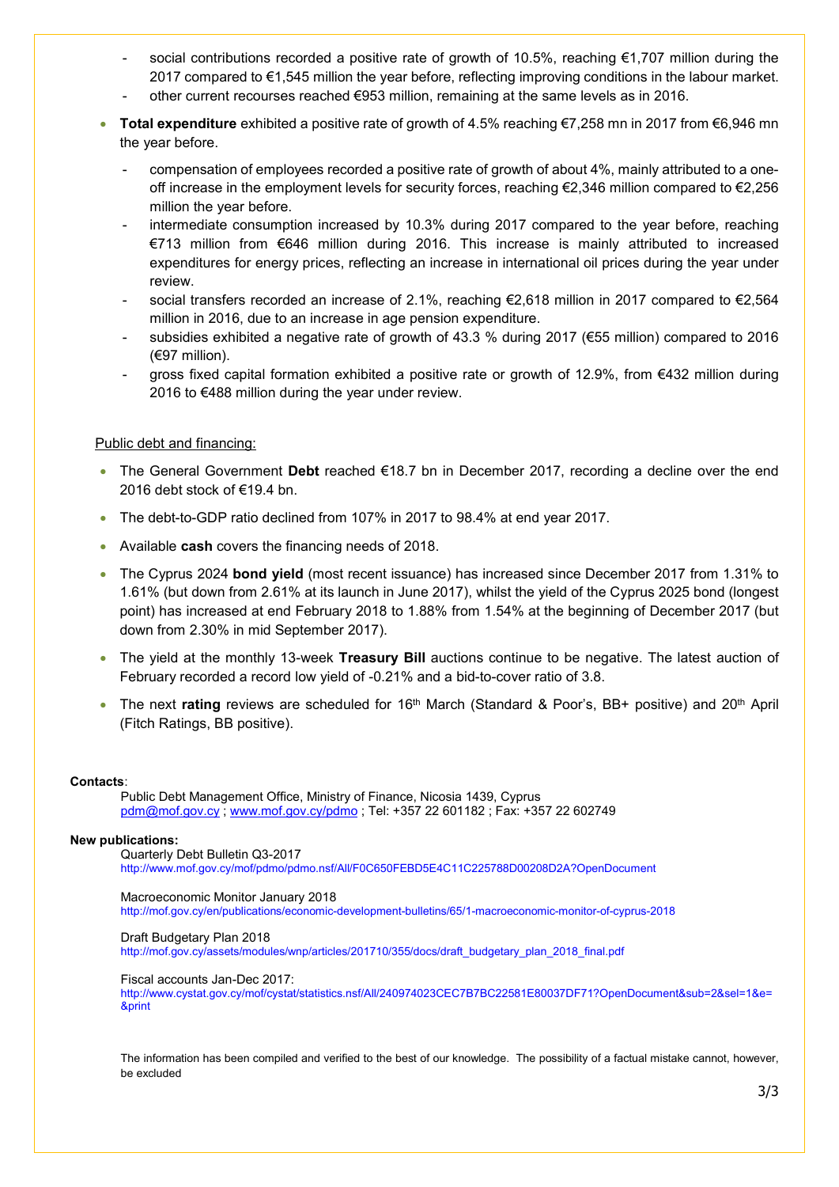- social contributions recorded a positive rate of growth of 10.5%, reaching €1,707 million during the 2017 compared to €1,545 million the year before, reflecting improving conditions in the labour market.
- other current recourses reached €953 million, remaining at the same levels as in 2016.

- **Total expenditure** exhibited a positive rate of growth of 4.5% reaching €7,258 mn in 2017 from €6,946 mn the year before.
  - compensation of employees recorded a positive rate of growth of about 4%, mainly attributed to a one-off increase in the employment levels for security forces, reaching €2,346 million compared to €2,256 million the year before.
  - intermediate consumption increased by 10.3% during 2017 compared to the year before, reaching €713 million from €646 million during 2016. This increase is mainly attributed to increased expenditures for energy prices, reflecting an increase in international oil prices during the year under review.
  - social transfers recorded an increase of 2.1%, reaching €2,618 million in 2017 compared to €2,564 million in 2016, due to an increase in age pension expenditure.
  - subsidies exhibited a negative rate of growth of 43.3 % during 2017 (€55 million) compared to 2016 (€97 million).
  - gross fixed capital formation exhibited a positive rate or growth of 12.9%, from €432 million during 2016 to €488 million during the year under review.

Public debt and financing:

- The General Government **Debt** reached €18.7 bn in December 2017, recording a decline over the end 2016 debt stock of €19.4 bn.
- The debt-to-GDP ratio declined from 107% in 2017 to 98.4% at end year 2017.
- Available **cash** covers the financing needs of 2018.
- The Cyprus 2024 **bond yield** (most recent issuance) has increased since December 2017 from 1.31% to 1.61% (but down from 2.61% at its launch in June 2017), whilst the yield of the Cyprus 2025 bond (longest point) has increased at end February 2018 to 1.88% from 1.54% at the beginning of December 2017 (but down from 2.30% in mid September 2017).
- The yield at the monthly 13-week **Treasury Bill** auctions continue to be negative. The latest auction of February recorded a record low yield of -0.21% and a bid-to-cover ratio of 3.8.
- The next **rating** reviews are scheduled for 16th March (Standard & Poor's, BB+ positive) and 20th April (Fitch Ratings, BB positive).

**Contacts**:

Public Debt Management Office, Ministry of Finance, Nicosia 1439, Cyprus
pdm@mof.gov.cy ; www.mof.gov.cy/pdmo ; Tel: +357 22 601182 ; Fax: +357 22 602749

**New publications:**

Quarterly Debt Bulletin Q3-2017
http://www.mof.gov.cy/mof/pdmo/pdmo.nsf/All/F0C650FEBD5E4C11C225788D00208D2A?OpenDocument

Macroeconomic Monitor January 2018
http://mof.gov.cy/en/publications/economic-development-bulletins/65/1-macroeconomic-monitor-of-cyprus-2018

Draft Budgetary Plan 2018
http://mof.gov.cy/assets/modules/wnp/articles/201710/355/docs/draft_budgetary_plan_2018_final.pdf

Fiscal accounts Jan-Dec 2017:
http://www.cystat.gov.cy/mof/cystat/statistics.nsf/All/240974023CEC7B7BC22581E80037DF71?OpenDocument&sub=2&sel=1&e=&print

The information has been compiled and verified to the best of our knowledge. The possibility of a factual mistake cannot, however, be excluded